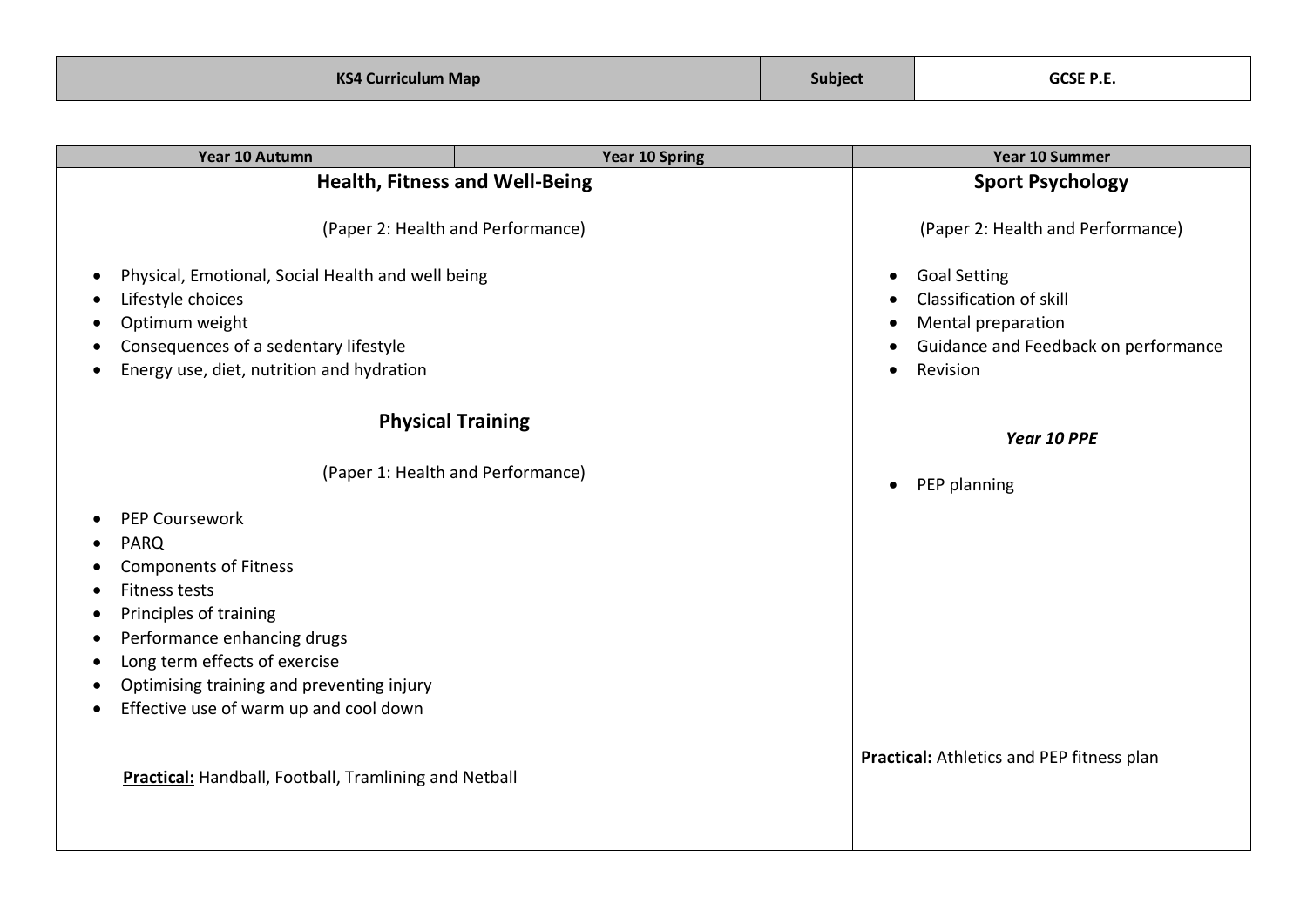| KS4 Curriculum Map | Subject | GCSE P.E. |
| --- | --- | --- |

| Year 10 Autumn | Year 10 Spring | Year 10 Summer |
| --- | --- | --- |
| **Health, Fitness and Well-Being**<br><br>(Paper 2: Health and Performance)<br><br>• Physical, Emotional, Social Health and well being<br>• Lifestyle choices<br>• Optimum weight<br>• Consequences of a sedentary lifestyle<br>• Energy use, diet, nutrition and hydration<br><br>**Physical Training**<br><br>(Paper 1: Health and Performance)<br><br>• PEP Coursework<br>• PARQ<br>• Components of Fitness<br>• Fitness tests<br>• Principles of training<br>• Performance enhancing drugs<br>• Long term effects of exercise<br>• Optimising training and preventing injury<br>• Effective use of warm up and cool down<br><br>**Practical:** Handball, Football, Tramlining and Netball | | **Sport Psychology**<br><br>(Paper 2: Health and Performance)<br><br>• Goal Setting<br>• Classification of skill<br>• Mental preparation<br>• Guidance and Feedback on performance<br>• Revision<br><br>***Year 10 PPE***<br><br>• PEP planning<br><br>**Practical:** Athletics and PEP fitness plan |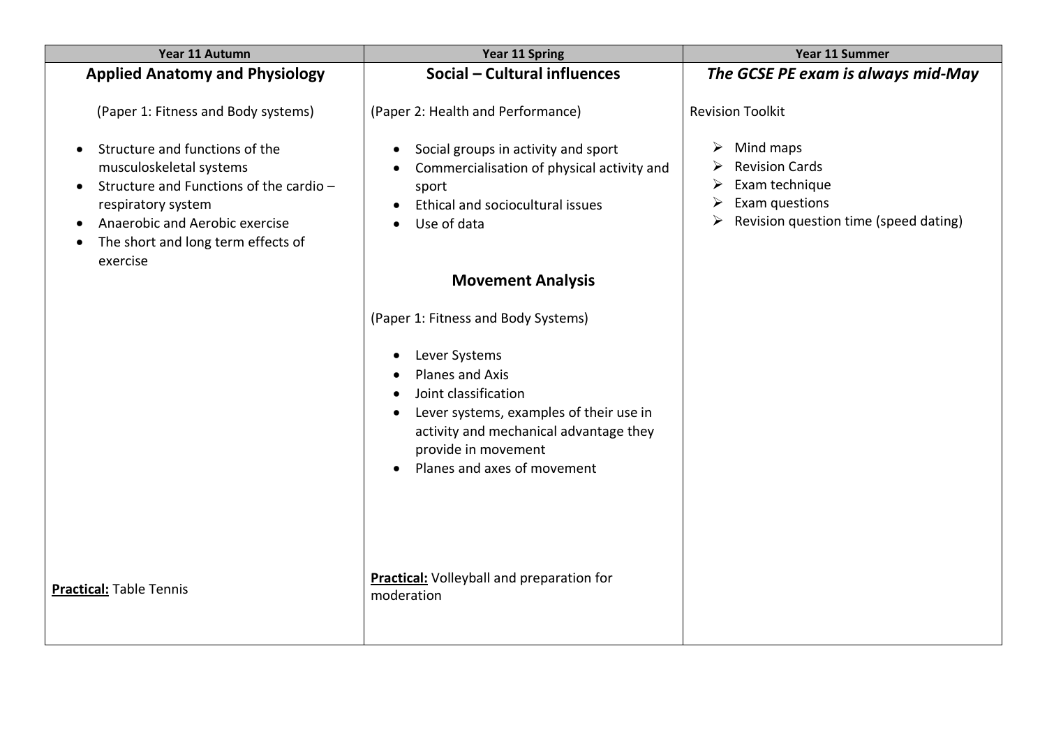| Year 11 Autumn | Year 11 Spring | Year 11 Summer |
| --- | --- | --- |
| **Applied Anatomy and Physiology**<br><br>(Paper 1: Fitness and Body systems)<br><br>• Structure and functions of the musculoskeletal systems<br>• Structure and Functions of the cardio – respiratory system<br>• Anaerobic and Aerobic exercise<br>• The short and long term effects of exercise<br><br>**<u>Practical:</u>** Table Tennis | **Social – Cultural influences**<br><br>(Paper 2: Health and Performance)<br><br>• Social groups in activity and sport<br>• Commercialisation of physical activity and sport<br>• Ethical and sociocultural issues<br>• Use of data<br><br>**Movement Analysis**<br><br>(Paper 1: Fitness and Body Systems)<br><br>• Lever Systems<br>• Planes and Axis<br>• Joint classification<br>• Lever systems, examples of their use in activity and mechanical advantage they provide in movement<br>• Planes and axes of movement<br><br>**<u>Practical:</u>** Volleyball and preparation for moderation | ***The GCSE PE exam is always mid-May***<br><br>Revision Toolkit<br><br>➢ Mind maps<br>➢ Revision Cards<br>➢ Exam technique<br>➢ Exam questions<br>➢ Revision question time (speed dating) |